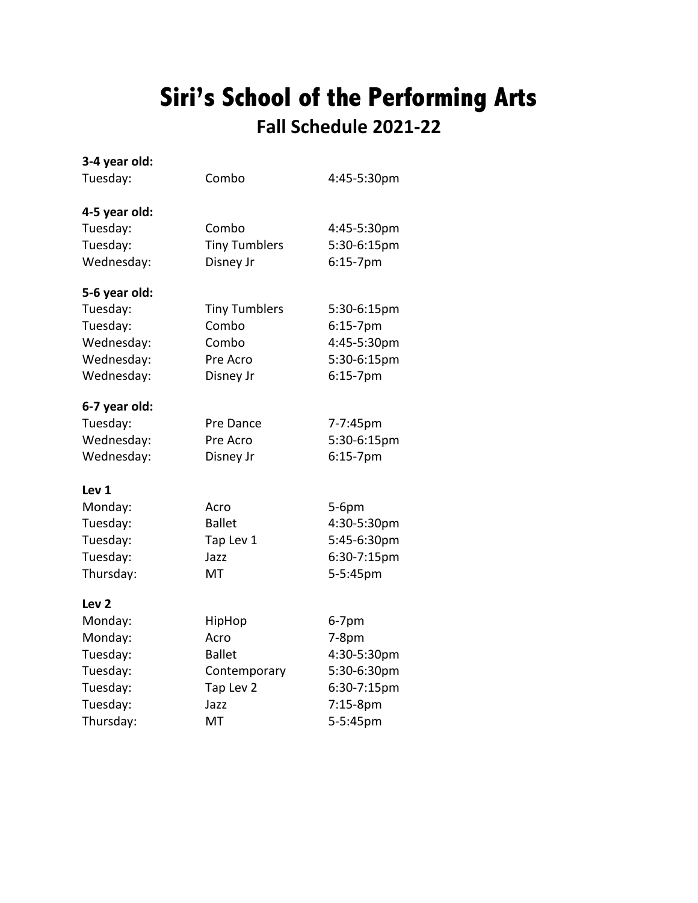# Siri's School of the Performing Arts

## Fall Schedule 2021-22

**3-4 year old:**

| | | |
|---|---|---|
| Tuesday: | Combo | 4:45-5:30pm |

**4-5 year old:**

| | | |
|---|---|---|
| Tuesday: | Combo | 4:45-5:30pm |
| Tuesday: | Tiny Tumblers | 5:30-6:15pm |
| Wednesday: | Disney Jr | 6:15-7pm |

**5-6 year old:**

| | | |
|---|---|---|
| Tuesday: | Tiny Tumblers | 5:30-6:15pm |
| Tuesday: | Combo | 6:15-7pm |
| Wednesday: | Combo | 4:45-5:30pm |
| Wednesday: | Pre Acro | 5:30-6:15pm |
| Wednesday: | Disney Jr | 6:15-7pm |

**6-7 year old:**

| | | |
|---|---|---|
| Tuesday: | Pre Dance | 7-7:45pm |
| Wednesday: | Pre Acro | 5:30-6:15pm |
| Wednesday: | Disney Jr | 6:15-7pm |

**Lev 1**

| | | |
|---|---|---|
| Monday: | Acro | 5-6pm |
| Tuesday: | Ballet | 4:30-5:30pm |
| Tuesday: | Tap Lev 1 | 5:45-6:30pm |
| Tuesday: | Jazz | 6:30-7:15pm |
| Thursday: | MT | 5-5:45pm |

**Lev 2**

| | | |
|---|---|---|
| Monday: | HipHop | 6-7pm |
| Monday: | Acro | 7-8pm |
| Tuesday: | Ballet | 4:30-5:30pm |
| Tuesday: | Contemporary | 5:30-6:30pm |
| Tuesday: | Tap Lev 2 | 6:30-7:15pm |
| Tuesday: | Jazz | 7:15-8pm |
| Thursday: | MT | 5-5:45pm |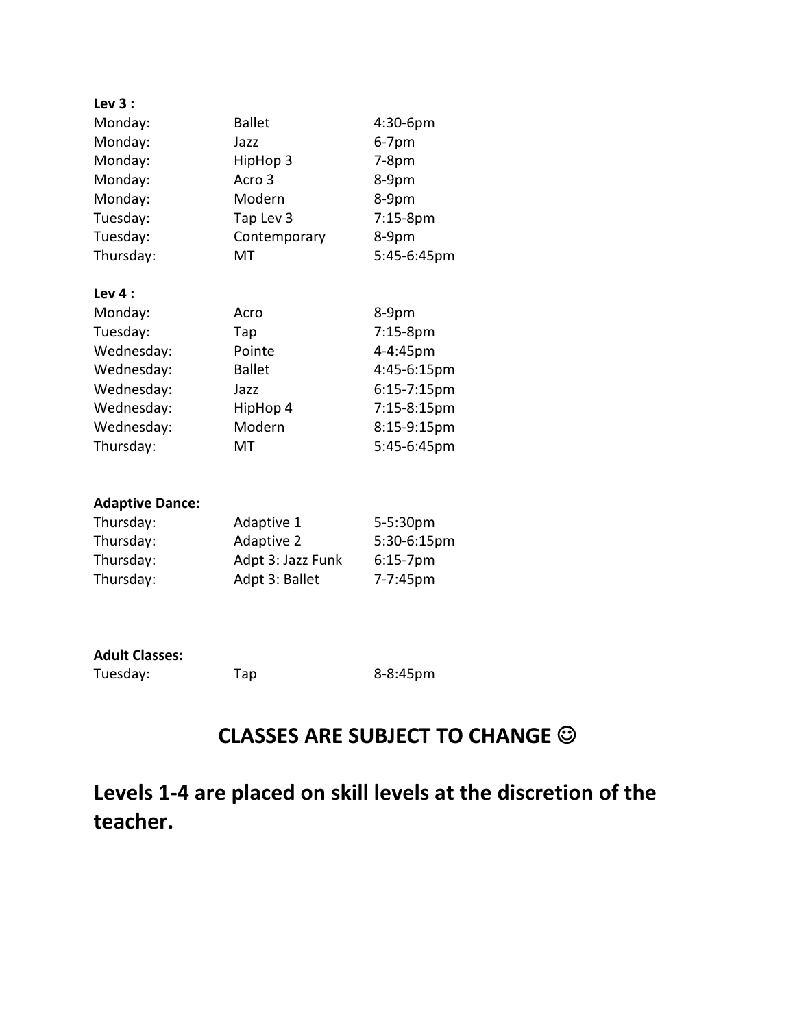**Lev 3 :**

| | | |
|---|---|---|
| Monday: | Ballet | 4:30-6pm |
| Monday: | Jazz | 6-7pm |
| Monday: | HipHop 3 | 7-8pm |
| Monday: | Acro 3 | 8-9pm |
| Monday: | Modern | 8-9pm |
| Tuesday: | Tap Lev 3 | 7:15-8pm |
| Tuesday: | Contemporary | 8-9pm |
| Thursday: | MT | 5:45-6:45pm |

**Lev 4 :**

| | | |
|---|---|---|
| Monday: | Acro | 8-9pm |
| Tuesday: | Tap | 7:15-8pm |
| Wednesday: | Pointe | 4-4:45pm |
| Wednesday: | Ballet | 4:45-6:15pm |
| Wednesday: | Jazz | 6:15-7:15pm |
| Wednesday: | HipHop 4 | 7:15-8:15pm |
| Wednesday: | Modern | 8:15-9:15pm |
| Thursday: | MT | 5:45-6:45pm |

**Adaptive Dance:**

| | | |
|---|---|---|
| Thursday: | Adaptive 1 | 5-5:30pm |
| Thursday: | Adaptive 2 | 5:30-6:15pm |
| Thursday: | Adpt 3: Jazz Funk | 6:15-7pm |
| Thursday: | Adpt 3: Ballet | 7-7:45pm |

**Adult Classes:**

| | | |
|---|---|---|
| Tuesday: | Tap | 8-8:45pm |

## CLASSES ARE SUBJECT TO CHANGE ☺

## Levels 1-4 are placed on skill levels at the discretion of the teacher.